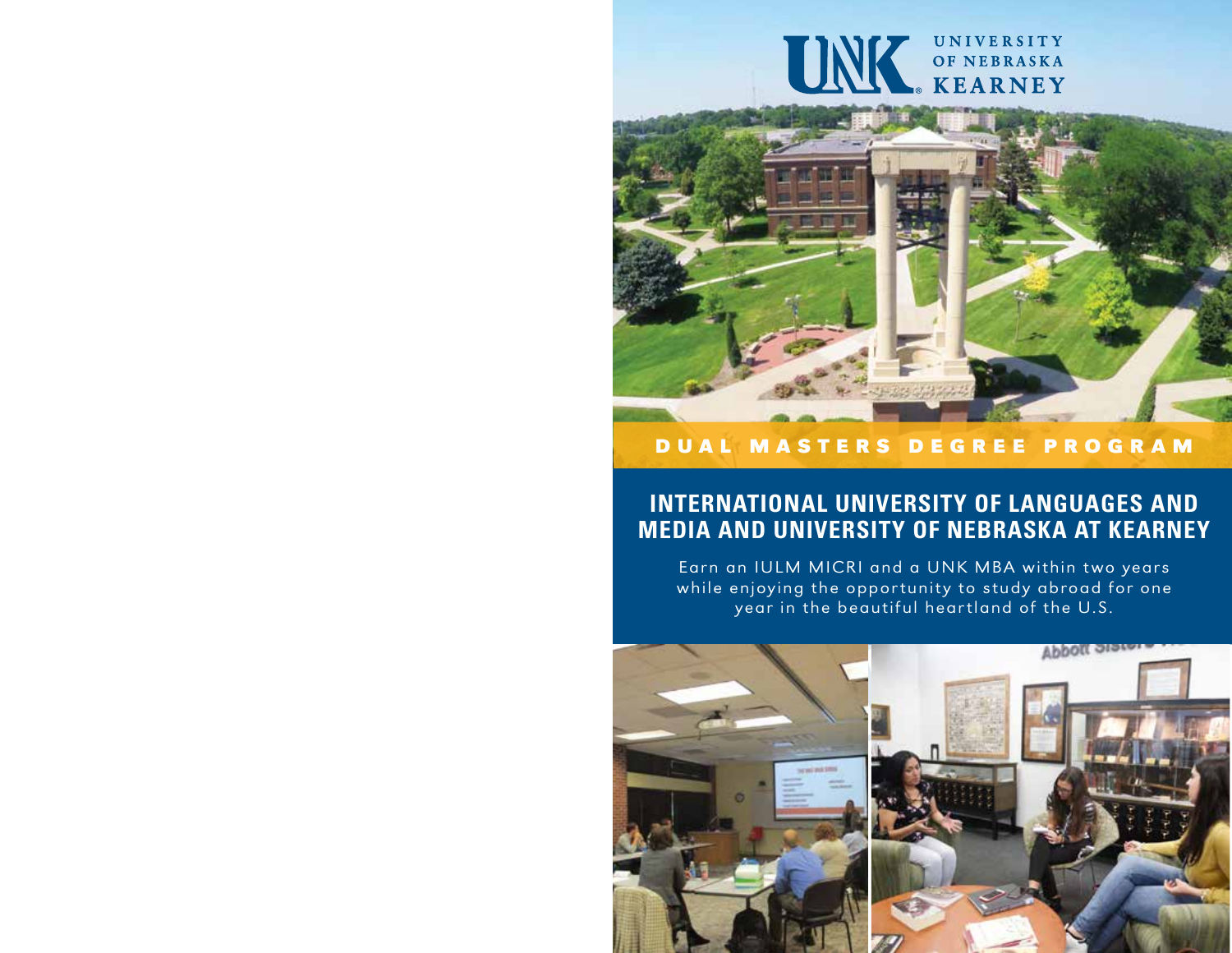UNK UNIVERSITY OF NEBRASKA KEARNEY

DUAL MASTERS DEGREE PROGRAM

# INTERNATIONAL UNIVERSITY OF LANGUAGES AND MEDIA AND UNIVERSITY OF NEBRASKA AT KEARNEY

Earn an IULM MICRI and a UNK MBA within two years while enjoying the opportunity to study abroad for one year in the beautiful heartland of the U.S.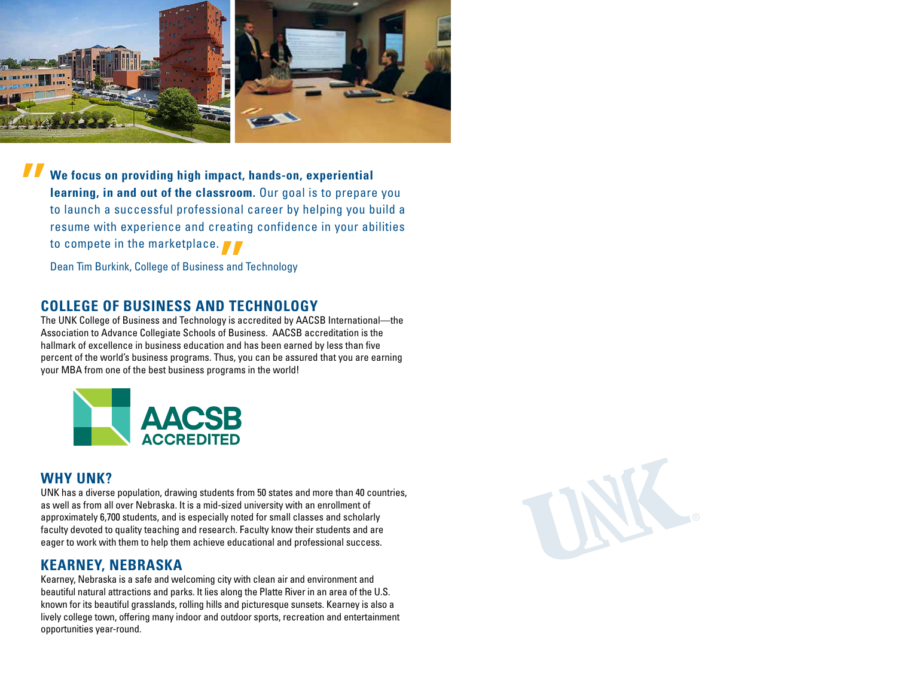> **We focus on providing high impact, hands-on, experiential learning, in and out of the classroom.** Our goal is to prepare you to launch a successful professional career by helping you build a resume with experience and creating confidence in your abilities to compete in the marketplace.

Dean Tim Burkink, College of Business and Technology

## COLLEGE OF BUSINESS AND TECHNOLOGY

The UNK College of Business and Technology is accredited by AACSB International—the Association to Advance Collegiate Schools of Business. AACSB accreditation is the hallmark of excellence in business education and has been earned by less than five percent of the world's business programs. Thus, you can be assured that you are earning your MBA from one of the best business programs in the world!

AACSB ACCREDITED

## WHY UNK?

UNK has a diverse population, drawing students from 50 states and more than 40 countries, as well as from all over Nebraska. It is a mid-sized university with an enrollment of approximately 6,700 students, and is especially noted for small classes and scholarly faculty devoted to quality teaching and research. Faculty know their students and are eager to work with them to help them achieve educational and professional success.

## KEARNEY, NEBRASKA

Kearney, Nebraska is a safe and welcoming city with clean air and environment and beautiful natural attractions and parks. It lies along the Platte River in an area of the U.S. known for its beautiful grasslands, rolling hills and picturesque sunsets. Kearney is also a lively college town, offering many indoor and outdoor sports, recreation and entertainment opportunities year-round.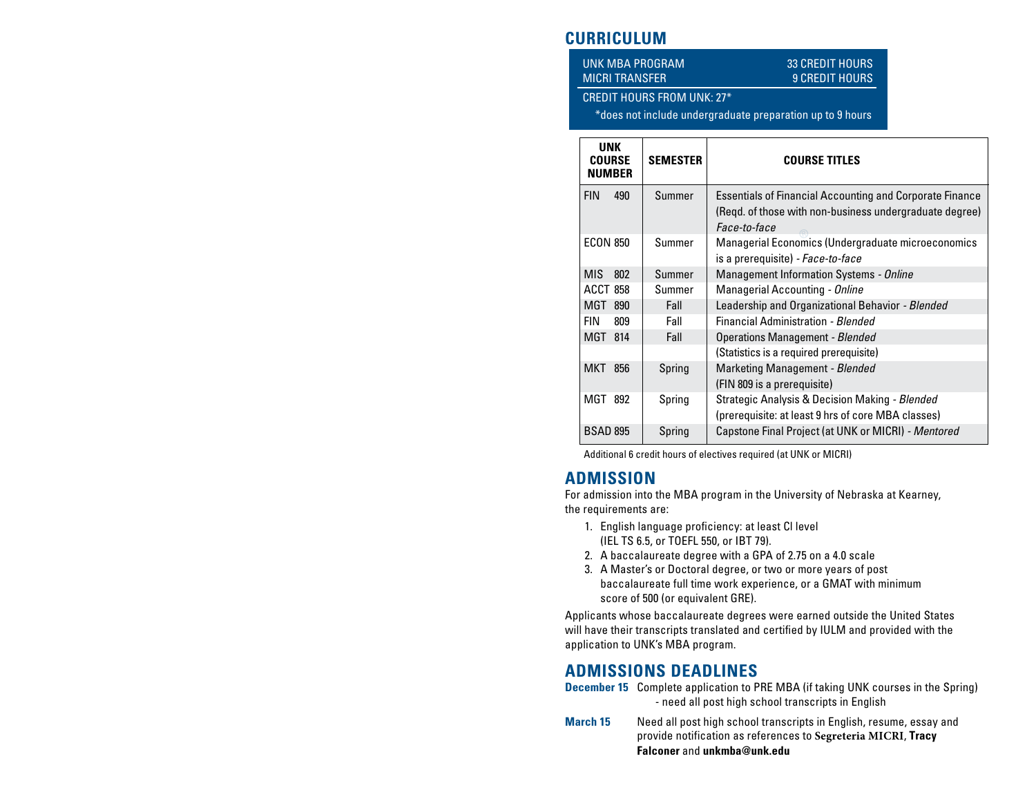## CURRICULUM

| UNK MBA PROGRAM | 33 CREDIT HOURS |
|---|---|
| MICRI TRANSFER | 9 CREDIT HOURS |
| CREDIT HOURS FROM UNK: 27* | |

*does not include undergraduate preparation up to 9 hours

| UNK COURSE NUMBER | SEMESTER | COURSE TITLES |
|---|---|---|
| FIN 490 | Summer | Essentials of Financial Accounting and Corporate Finance (Reqd. of those with non-business undergraduate degree) *Face-to-face* |
| ECON 850 | Summer | Managerial Economics (Undergraduate microeconomics is a prerequisite) - *Face-to-face* |
| MIS 802 | Summer | Management Information Systems - *Online* |
| ACCT 858 | Summer | Managerial Accounting - *Online* |
| MGT 890 | Fall | Leadership and Organizational Behavior - *Blended* |
| FIN 809 | Fall | Financial Administration - *Blended* |
| MGT 814 | Fall | Operations Management - *Blended* (Statistics is a required prerequisite) |
| MKT 856 | Spring | Marketing Management - *Blended* (FIN 809 is a prerequisite) |
| MGT 892 | Spring | Strategic Analysis & Decision Making - *Blended* (prerequisite: at least 9 hrs of core MBA classes) |
| BSAD 895 | Spring | Capstone Final Project (at UNK or MICRI) - *Mentored* |

Additional 6 credit hours of electives required (at UNK or MICRI)

## ADMISSION

For admission into the MBA program in the University of Nebraska at Kearney, the requirements are:

1. English language proficiency: at least CI level (IEL TS 6.5, or TOEFL 550, or IBT 79).
2. A baccalaureate degree with a GPA of 2.75 on a 4.0 scale
3. A Master's or Doctoral degree, or two or more years of post baccalaureate full time work experience, or a GMAT with minimum score of 500 (or equivalent GRE).

Applicants whose baccalaureate degrees were earned outside the United States will have their transcripts translated and certified by IULM and provided with the application to UNK's MBA program.

## ADMISSIONS DEADLINES

**December 15** Complete application to PRE MBA (if taking UNK courses in the Spring) - need all post high school transcripts in English

**March 15** Need all post high school transcripts in English, resume, essay and provide notification as references to **Segreteria MICRI**, **Tracy Falconer** and **unkmba@unk.edu**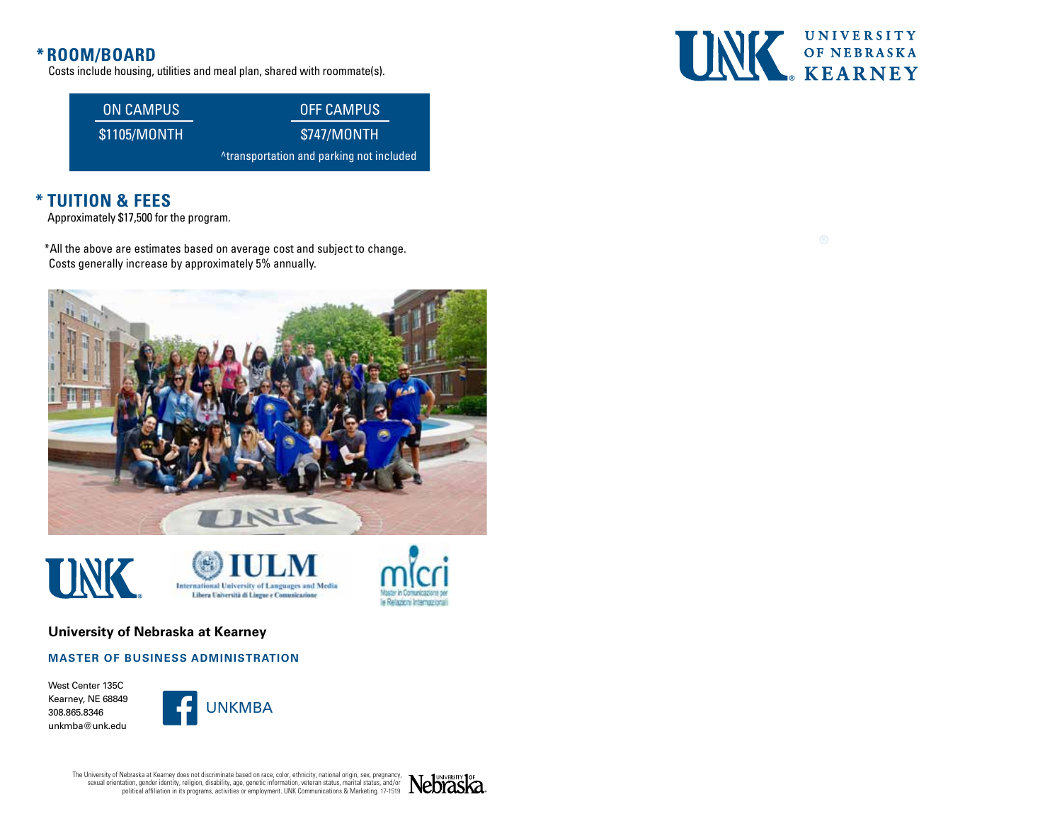## * ROOM/BOARD

Costs include housing, utilities and meal plan, shared with roommate(s).

| ON CAMPUS | OFF CAMPUS |
|---|---|
| $1105/MONTH | $747/MONTH |
| | ^transportation and parking not included |

## * TUITION & FEES

Approximately $17,500 for the program.

*All the above are estimates based on average cost and subject to change. Costs generally increase by approximately 5% annually.

IULM
International University of Languages and Media
Libera Università di Lingue e Comunicazione

micri
Master in Comunicazione per le Relazioni Internazionali

**University of Nebraska at Kearney**

**MASTER OF BUSINESS ADMINISTRATION**

West Center 135C
Kearney, NE 68849
308.865.8346
unkmba@unk.edu

UNKMBA

UNIVERSITY OF NEBRASKA KEARNEY

The University of Nebraska at Kearney does not discriminate based on race, color, ethnicity, national origin, sex, pregnancy, sexual orientation, gender identity, religion, disability, age, genetic information, veteran status, marital status, and/or political affiliation in its programs, activities or employment. UNK Communications & Marketing. 17-1519